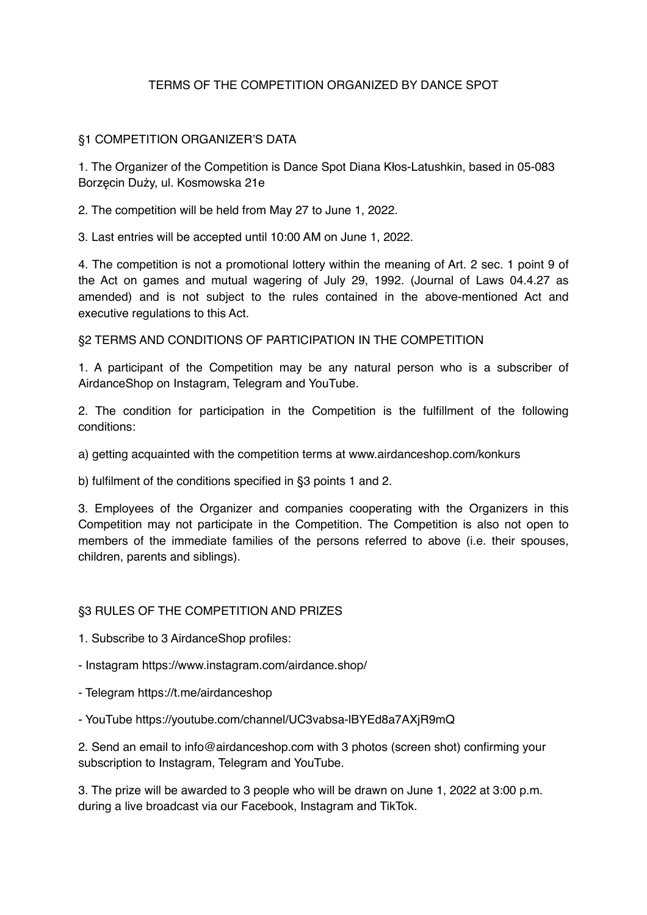# TERMS OF THE COMPETITION ORGANIZED BY DANCE SPOT

## §1 COMPETITION ORGANIZER'S DATA

1. The Organizer of the Competition is Dance Spot Diana Kłos-Latushkin, based in 05-083 Borzęcin Duży, ul. Kosmowska 21e

2. The competition will be held from May 27 to June 1, 2022.

3. Last entries will be accepted until 10:00 AM on June 1, 2022.

4. The competition is not a promotional lottery within the meaning of Art. 2 sec. 1 point 9 of the Act on games and mutual wagering of July 29, 1992. (Journal of Laws 04.4.27 as amended) and is not subject to the rules contained in the above-mentioned Act and executive regulations to this Act.

## §2 TERMS AND CONDITIONS OF PARTICIPATION IN THE COMPETITION

1. A participant of the Competition may be any natural person who is a subscriber of AirdanceShop on Instagram, Telegram and YouTube.

2. The condition for participation in the Competition is the fulfillment of the following conditions:

a) getting acquainted with the competition terms at www.airdanceshop.com/konkurs

b) fulfilment of the conditions specified in §3 points 1 and 2.

3. Employees of the Organizer and companies cooperating with the Organizers in this Competition may not participate in the Competition. The Competition is also not open to members of the immediate families of the persons referred to above (i.e. their spouses, children, parents and siblings).

## §3 RULES OF THE COMPETITION AND PRIZES

1. Subscribe to 3 AirdanceShop profiles:

- Instagram https://www.instagram.com/airdance.shop/
- Telegram https://t.me/airdanceshop
- YouTube https://youtube.com/channel/UC3vabsa-lBYEd8a7AXjR9mQ

2. Send an email to info@airdanceshop.com with 3 photos (screen shot) confirming your subscription to Instagram, Telegram and YouTube.

3. The prize will be awarded to 3 people who will be drawn on June 1, 2022 at 3:00 p.m. during a live broadcast via our Facebook, Instagram and TikTok.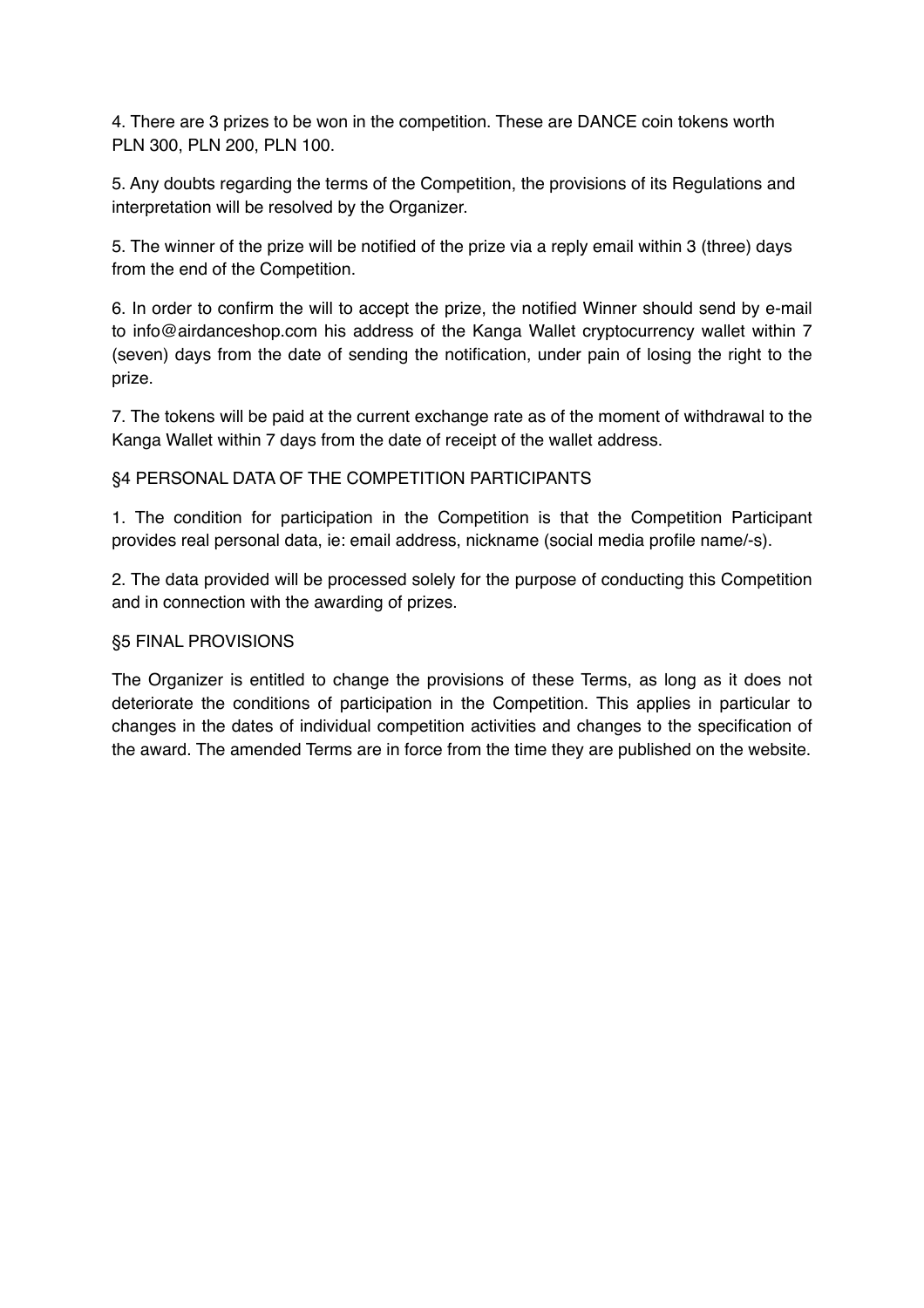4. There are 3 prizes to be won in the competition. These are DANCE coin tokens worth PLN 300, PLN 200, PLN 100.

5. Any doubts regarding the terms of the Competition, the provisions of its Regulations and interpretation will be resolved by the Organizer.

5. The winner of the prize will be notified of the prize via a reply email within 3 (three) days from the end of the Competition.

6. In order to confirm the will to accept the prize, the notified Winner should send by e-mail to info@airdanceshop.com his address of the Kanga Wallet cryptocurrency wallet within 7 (seven) days from the date of sending the notification, under pain of losing the right to the prize.

7. The tokens will be paid at the current exchange rate as of the moment of withdrawal to the Kanga Wallet within 7 days from the date of receipt of the wallet address.

## §4 PERSONAL DATA OF THE COMPETITION PARTICIPANTS

1. The condition for participation in the Competition is that the Competition Participant provides real personal data, ie: email address, nickname (social media profile name/-s).

2. The data provided will be processed solely for the purpose of conducting this Competition and in connection with the awarding of prizes.

## §5 FINAL PROVISIONS

The Organizer is entitled to change the provisions of these Terms, as long as it does not deteriorate the conditions of participation in the Competition. This applies in particular to changes in the dates of individual competition activities and changes to the specification of the award. The amended Terms are in force from the time they are published on the website.